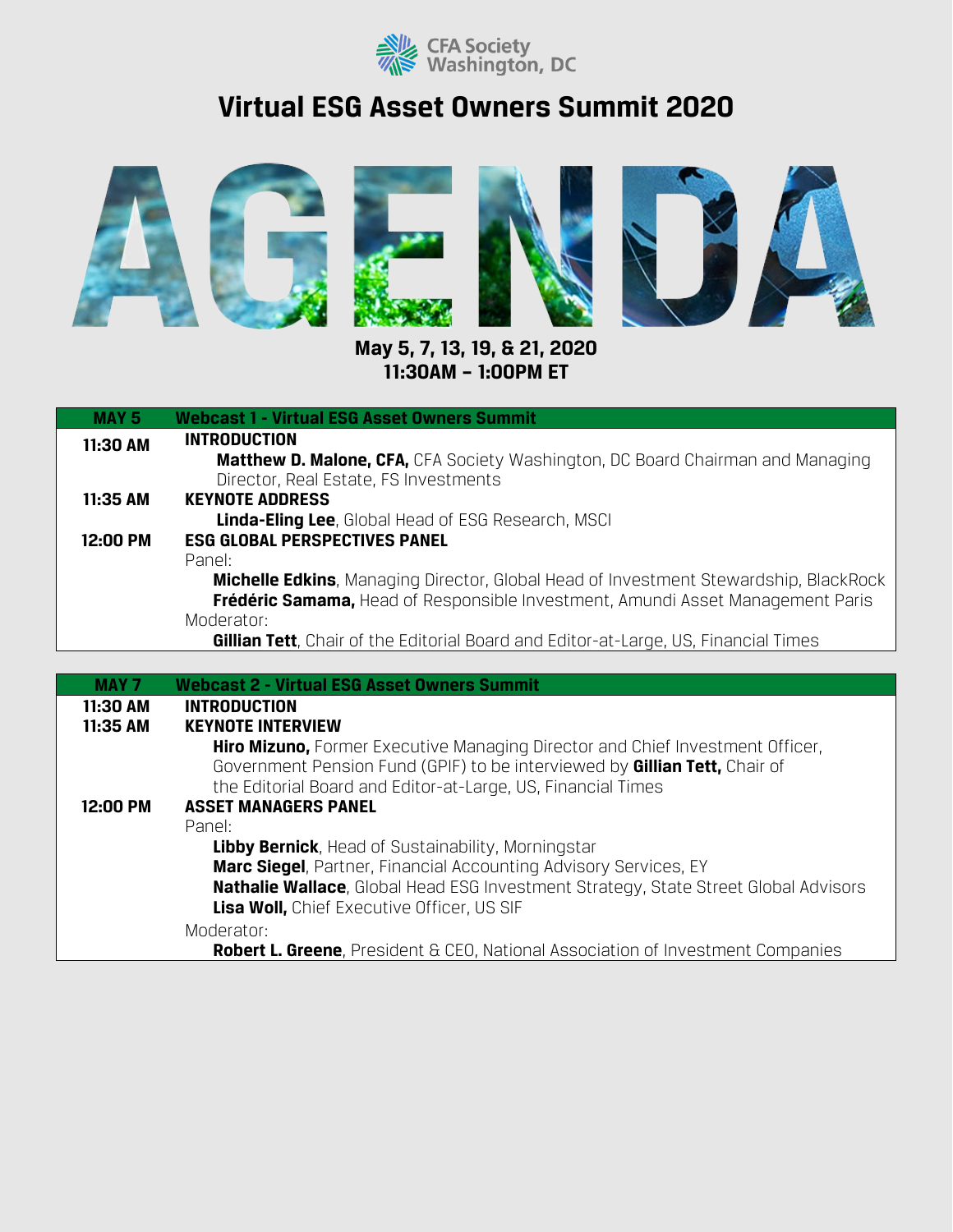CFA Society Washington, DC

# Virtual ESG Asset Owners Summit 2020

# AGENDA

**May 5, 7, 13, 19, & 21, 2020**
**11:30AM – 1:00PM ET**

| MAY 5 | Webcast 1 - Virtual ESG Asset Owners Summit |
|---|---|
| **11:30 AM** | **INTRODUCTION**<br>**Matthew D. Malone, CFA,** CFA Society Washington, DC Board Chairman and Managing Director, Real Estate, FS Investments |
| **11:35 AM** | **KEYNOTE ADDRESS**<br>**Linda-Eling Lee**, Global Head of ESG Research, MSCI |
| **12:00 PM** | **ESG GLOBAL PERSPECTIVES PANEL**<br>Panel:<br>**Michelle Edkins**, Managing Director, Global Head of Investment Stewardship, BlackRock<br>**Frédéric Samama,** Head of Responsible Investment, Amundi Asset Management Paris<br>Moderator:<br>**Gillian Tett**, Chair of the Editorial Board and Editor-at-Large, US, Financial Times |

| MAY 7 | Webcast 2 - Virtual ESG Asset Owners Summit |
|---|---|
| **11:30 AM** | **INTRODUCTION** |
| **11:35 AM** | **KEYNOTE INTERVIEW**<br>**Hiro Mizuno,** Former Executive Managing Director and Chief Investment Officer, Government Pension Fund (GPIF) to be interviewed by **Gillian Tett,** Chair of the Editorial Board and Editor-at-Large, US, Financial Times |
| **12:00 PM** | **ASSET MANAGERS PANEL**<br>Panel:<br>**Libby Bernick**, Head of Sustainability, Morningstar<br>**Marc Siegel**, Partner, Financial Accounting Advisory Services, EY<br>**Nathalie Wallace**, Global Head ESG Investment Strategy, State Street Global Advisors<br>**Lisa Woll,** Chief Executive Officer, US SIF<br>Moderator:<br>**Robert L. Greene**, President & CEO, National Association of Investment Companies |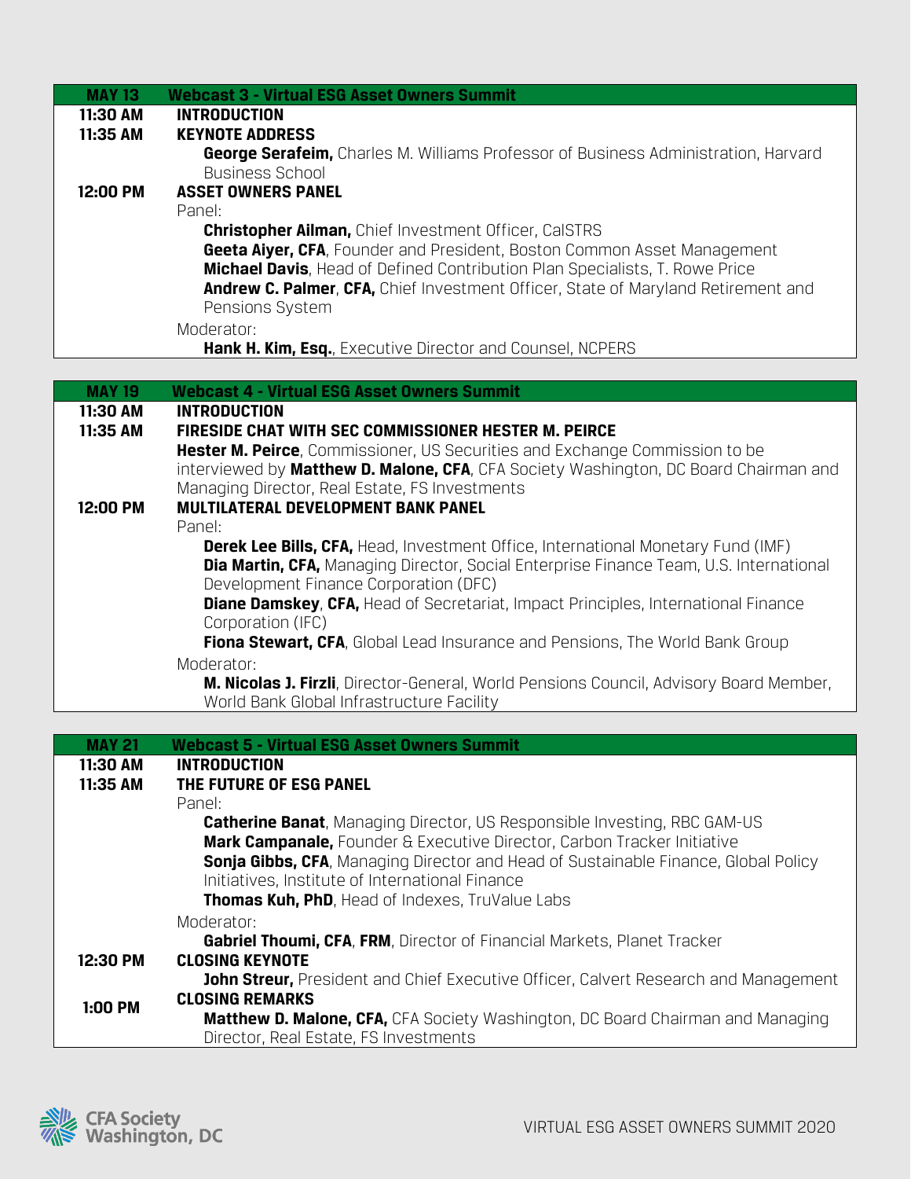| MAY 13 | Webcast 3 - Virtual ESG Asset Owners Summit |
|---|---|
| 11:30 AM | **INTRODUCTION** |
| 11:35 AM | **KEYNOTE ADDRESS**<br>**George Serafeim,** Charles M. Williams Professor of Business Administration, Harvard Business School |
| 12:00 PM | **ASSET OWNERS PANEL**<br>Panel:<br>**Christopher Ailman,** Chief Investment Officer, CalSTRS<br>**Geeta Aiyer, CFA**, Founder and President, Boston Common Asset Management<br>**Michael Davis**, Head of Defined Contribution Plan Specialists, T. Rowe Price<br>**Andrew C. Palmer**, **CFA,** Chief Investment Officer, State of Maryland Retirement and Pensions System<br>Moderator:<br>**Hank H. Kim, Esq.**, Executive Director and Counsel, NCPERS |

| MAY 19 | Webcast 4 - Virtual ESG Asset Owners Summit |
|---|---|
| 11:30 AM | **INTRODUCTION** |
| 11:35 AM | **FIRESIDE CHAT WITH SEC COMMISSIONER HESTER M. PEIRCE**<br>**Hester M. Peirce**, Commissioner, US Securities and Exchange Commission to be interviewed by **Matthew D. Malone, CFA**, CFA Society Washington, DC Board Chairman and Managing Director, Real Estate, FS Investments |
| 12:00 PM | **MULTILATERAL DEVELOPMENT BANK PANEL**<br>Panel:<br>**Derek Lee Bills, CFA,** Head, Investment Office, International Monetary Fund (IMF)<br>**Dia Martin, CFA,** Managing Director, Social Enterprise Finance Team, U.S. International Development Finance Corporation (DFC)<br>**Diane Damskey**, **CFA,** Head of Secretariat, Impact Principles, International Finance Corporation (IFC)<br>**Fiona Stewart, CFA**, Global Lead Insurance and Pensions, The World Bank Group<br>Moderator:<br>**M. Nicolas J. Firzli**, Director-General, World Pensions Council, Advisory Board Member, World Bank Global Infrastructure Facility |

| MAY 21 | Webcast 5 - Virtual ESG Asset Owners Summit |
|---|---|
| 11:30 AM | **INTRODUCTION** |
| 11:35 AM | **THE FUTURE OF ESG PANEL**<br>Panel:<br>**Catherine Banat**, Managing Director, US Responsible Investing, RBC GAM-US<br>**Mark Campanale,** Founder & Executive Director, Carbon Tracker Initiative<br>**Sonja Gibbs, CFA**, Managing Director and Head of Sustainable Finance, Global Policy Initiatives, Institute of International Finance<br>**Thomas Kuh, PhD**, Head of Indexes, TruValue Labs<br>Moderator:<br>**Gabriel Thoumi, CFA**, **FRM**, Director of Financial Markets, Planet Tracker |
| 12:30 PM | **CLOSING KEYNOTE**<br>**John Streur,** President and Chief Executive Officer, Calvert Research and Management |
| 1:00 PM | **CLOSING REMARKS**<br>**Matthew D. Malone, CFA,** CFA Society Washington, DC Board Chairman and Managing Director, Real Estate, FS Investments |

CFA Society Washington, DC

VIRTUAL ESG ASSET OWNERS SUMMIT 2020